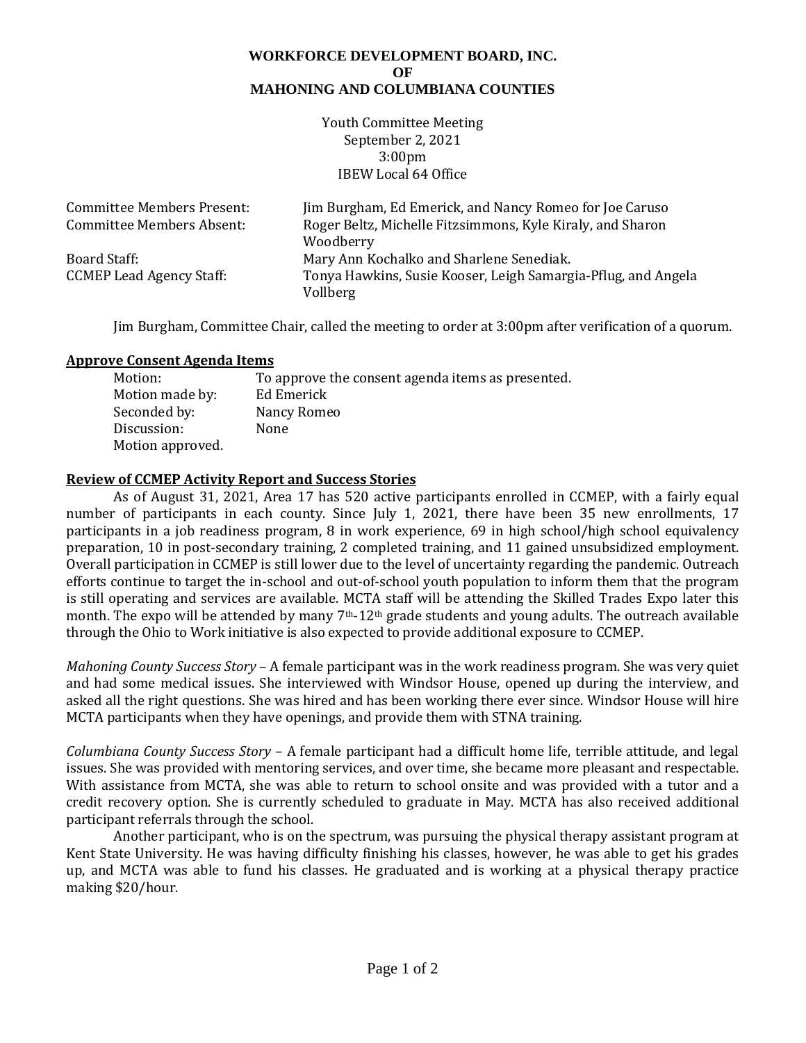**WORKFORCE DEVELOPMENT BOARD, INC.**
**OF**
**MAHONING AND COLUMBIANA COUNTIES**

Youth Committee Meeting
September 2, 2021
3:00pm
IBEW Local 64 Office

| | |
|---|---|
| Committee Members Present: | Jim Burgham, Ed Emerick, and Nancy Romeo for Joe Caruso |
| Committee Members Absent: | Roger Beltz, Michelle Fitzsimmons, Kyle Kiraly, and Sharon Woodberry |
| Board Staff: | Mary Ann Kochalko and Sharlene Senediak. |
| CCMEP Lead Agency Staff: | Tonya Hawkins, Susie Kooser, Leigh Samargia-Pflug, and Angela Vollberg |

Jim Burgham, Committee Chair, called the meeting to order at 3:00pm after verification of a quorum.

**Approve Consent Agenda Items**

| | |
|---|---|
| Motion: | To approve the consent agenda items as presented. |
| Motion made by: | Ed Emerick |
| Seconded by: | Nancy Romeo |
| Discussion: | None |
| Motion approved. | |

**Review of CCMEP Activity Report and Success Stories**

As of August 31, 2021, Area 17 has 520 active participants enrolled in CCMEP, with a fairly equal number of participants in each county. Since July 1, 2021, there have been 35 new enrollments, 17 participants in a job readiness program, 8 in work experience, 69 in high school/high school equivalency preparation, 10 in post-secondary training, 2 completed training, and 11 gained unsubsidized employment. Overall participation in CCMEP is still lower due to the level of uncertainty regarding the pandemic. Outreach efforts continue to target the in-school and out-of-school youth population to inform them that the program is still operating and services are available. MCTA staff will be attending the Skilled Trades Expo later this month. The expo will be attended by many 7th-12th grade students and young adults. The outreach available through the Ohio to Work initiative is also expected to provide additional exposure to CCMEP.

*Mahoning County Success Story* – A female participant was in the work readiness program. She was very quiet and had some medical issues. She interviewed with Windsor House, opened up during the interview, and asked all the right questions. She was hired and has been working there ever since. Windsor House will hire MCTA participants when they have openings, and provide them with STNA training.

*Columbiana County Success Story* – A female participant had a difficult home life, terrible attitude, and legal issues. She was provided with mentoring services, and over time, she became more pleasant and respectable. With assistance from MCTA, she was able to return to school onsite and was provided with a tutor and a credit recovery option. She is currently scheduled to graduate in May. MCTA has also received additional participant referrals through the school.

Another participant, who is on the spectrum, was pursuing the physical therapy assistant program at Kent State University. He was having difficulty finishing his classes, however, he was able to get his grades up, and MCTA was able to fund his classes. He graduated and is working at a physical therapy practice making $20/hour.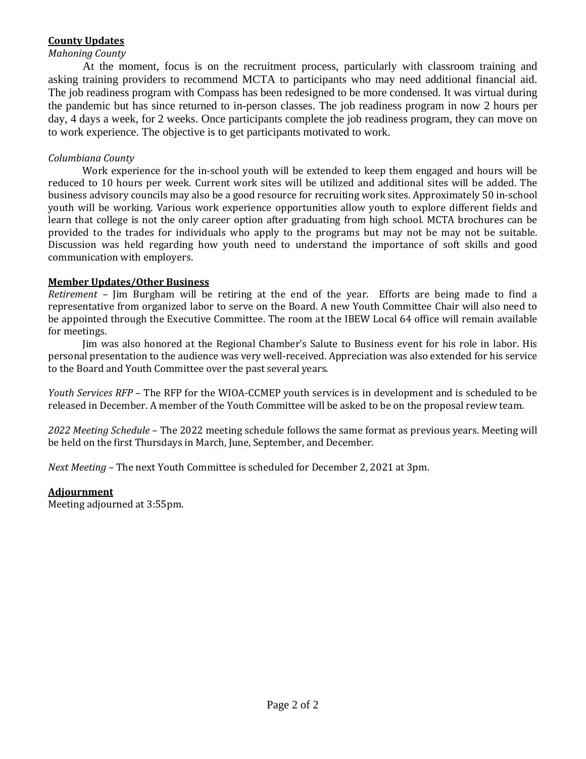**County Updates**

*Mahoning County*

At the moment, focus is on the recruitment process, particularly with classroom training and asking training providers to recommend MCTA to participants who may need additional financial aid. The job readiness program with Compass has been redesigned to be more condensed. It was virtual during the pandemic but has since returned to in-person classes. The job readiness program in now 2 hours per day, 4 days a week, for 2 weeks. Once participants complete the job readiness program, they can move on to work experience. The objective is to get participants motivated to work.

*Columbiana County*

Work experience for the in-school youth will be extended to keep them engaged and hours will be reduced to 10 hours per week. Current work sites will be utilized and additional sites will be added. The business advisory councils may also be a good resource for recruiting work sites. Approximately 50 in-school youth will be working. Various work experience opportunities allow youth to explore different fields and learn that college is not the only career option after graduating from high school. MCTA brochures can be provided to the trades for individuals who apply to the programs but may not be may not be suitable. Discussion was held regarding how youth need to understand the importance of soft skills and good communication with employers.

**Member Updates/Other Business**

*Retirement* – Jim Burgham will be retiring at the end of the year. Efforts are being made to find a representative from organized labor to serve on the Board. A new Youth Committee Chair will also need to be appointed through the Executive Committee. The room at the IBEW Local 64 office will remain available for meetings.

Jim was also honored at the Regional Chamber's Salute to Business event for his role in labor. His personal presentation to the audience was very well-received. Appreciation was also extended for his service to the Board and Youth Committee over the past several years.

*Youth Services RFP* – The RFP for the WIOA-CCMEP youth services is in development and is scheduled to be released in December. A member of the Youth Committee will be asked to be on the proposal review team.

*2022 Meeting Schedule* – The 2022 meeting schedule follows the same format as previous years. Meeting will be held on the first Thursdays in March, June, September, and December.

*Next Meeting* – The next Youth Committee is scheduled for December 2, 2021 at 3pm.

**Adjournment**

Meeting adjourned at 3:55pm.